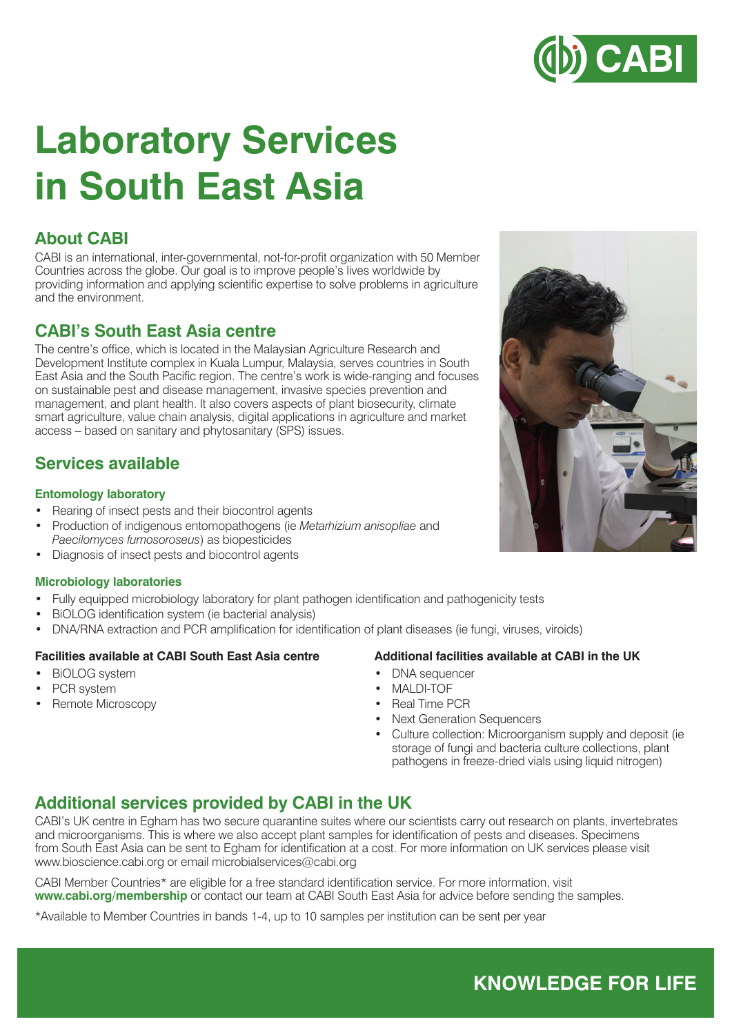# Laboratory Services in South East Asia

## About CABI

CABI is an international, inter-governmental, not-for-profit organization with 50 Member Countries across the globe. Our goal is to improve people's lives worldwide by providing information and applying scientific expertise to solve problems in agriculture and the environment.

## CABI's South East Asia centre

The centre's office, which is located in the Malaysian Agriculture Research and Development Institute complex in Kuala Lumpur, Malaysia, serves countries in South East Asia and the South Pacific region. The centre's work is wide-ranging and focuses on sustainable pest and disease management, invasive species prevention and management, and plant health. It also covers aspects of plant biosecurity, climate smart agriculture, value chain analysis, digital applications in agriculture and market access – based on sanitary and phytosanitary (SPS) issues.

## Services available

### Entomology laboratory

- Rearing of insect pests and their biocontrol agents
- Production of indigenous entomopathogens (ie *Metarhizium anisopliae* and *Paecilomyces fumosoroseus*) as biopesticides
- Diagnosis of insect pests and biocontrol agents

### Microbiology laboratories

- Fully equipped microbiology laboratory for plant pathogen identification and pathogenicity tests
- BiOLOG identification system (ie bacterial analysis)
- DNA/RNA extraction and PCR amplification for identification of plant diseases (ie fungi, viruses, viroids)

#### Facilities available at CABI South East Asia centre

- BiOLOG system
- PCR system
- Remote Microscopy

#### Additional facilities available at CABI in the UK

- DNA sequencer
- MALDI-TOF
- Real Time PCR
- Next Generation Sequencers
- Culture collection: Microorganism supply and deposit (ie storage of fungi and bacteria culture collections, plant pathogens in freeze-dried vials using liquid nitrogen)

## Additional services provided by CABI in the UK

CABI's UK centre in Egham has two secure quarantine suites where our scientists carry out research on plants, invertebrates and microorganisms. This is where we also accept plant samples for identification of pests and diseases. Specimens from South East Asia can be sent to Egham for identification at a cost. For more information on UK services please visit www.bioscience.cabi.org or email microbialservices@cabi.org

CABI Member Countries* are eligible for a free standard identification service. For more information, visit **www.cabi.org/membership** or contact our team at CABI South East Asia for advice before sending the samples.

*Available to Member Countries in bands 1-4, up to 10 samples per institution can be sent per year

**KNOWLEDGE FOR LIFE**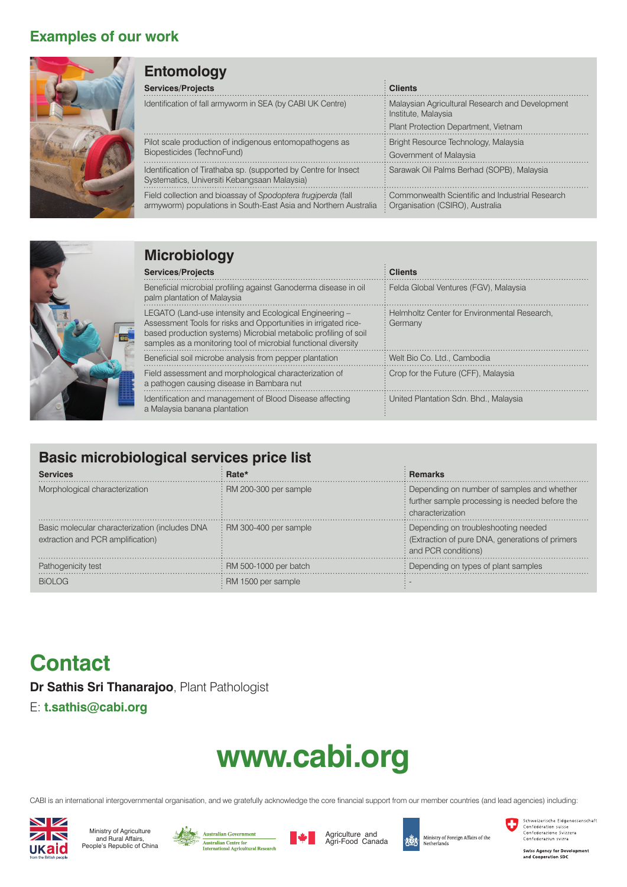## Examples of our work

### Entomology

| Services/Projects | Clients |
|---|---|
| Identification of fall armyworm in SEA (by CABI UK Centre) | Malaysian Agricultural Research and Development Institute, Malaysia<br>Plant Protection Department, Vietnam |
| Pilot scale production of indigenous entomopathogens as Biopesticides (TechnoFund) | Bright Resource Technology, Malaysia<br>Government of Malaysia |
| Identification of Tirathaba sp. (supported by Centre for Insect Systematics, Universiti Kebangsaan Malaysia) | Sarawak Oil Palms Berhad (SOPB), Malaysia |
| Field collection and bioassay of *Spodoptera frugiperda* (fall armyworm) populations in South-East Asia and Northern Australia | Commonwealth Scientific and Industrial Research Organisation (CSIRO), Australia |

### Microbiology

| Services/Projects | Clients |
|---|---|
| Beneficial microbial profiling against Ganoderma disease in oil palm plantation of Malaysia | Felda Global Ventures (FGV), Malaysia |
| LEGATO (Land-use intensity and Ecological Engineering – Assessment Tools for risks and Opportunities in irrigated rice-based production systems) Microbial metabolic profiling of soil samples as a monitoring tool of microbial functional diversity | Helmholtz Center for Environmental Research, Germany |
| Beneficial soil microbe analysis from pepper plantation | Welt Bio Co. Ltd., Cambodia |
| Field assessment and morphological characterization of a pathogen causing disease in Bambara nut | Crop for the Future (CFF), Malaysia |
| Identification and management of Blood Disease affecting a Malaysia banana plantation | United Plantation Sdn. Bhd., Malaysia |

### Basic microbiological services price list

| Services | Rate* | Remarks |
|---|---|---|
| Morphological characterization | RM 200-300 per sample | Depending on number of samples and whether further sample processing is needed before the characterization |
| Basic molecular characterization (includes DNA extraction and PCR amplification) | RM 300-400 per sample | Depending on troubleshooting needed (Extraction of pure DNA, generations of primers and PCR conditions) |
| Pathogenicity test | RM 500-1000 per batch | Depending on types of plant samples |
| BIOLOG | RM 1500 per sample | - |

## Contact

**Dr Sathis Sri Thanarajoo**, Plant Pathologist

E: **t.sathis@cabi.org**

# www.cabi.org

CABI is an international intergovernmental organisation, and we gratefully acknowledge the core financial support from our member countries (and lead agencies) including:

UKaid from the British people

Ministry of Agriculture and Rural Affairs, People's Republic of China

Australian Government Australian Centre for International Agricultural Research

Agriculture and Agri-Food Canada

Ministry of Foreign Affairs of the Netherlands

Schweizerische Eidgenossenschaft
Confédération suisse
Confederazione Svizzera
Confederaziun svizra

Swiss Agency for Development and Cooperation SDC